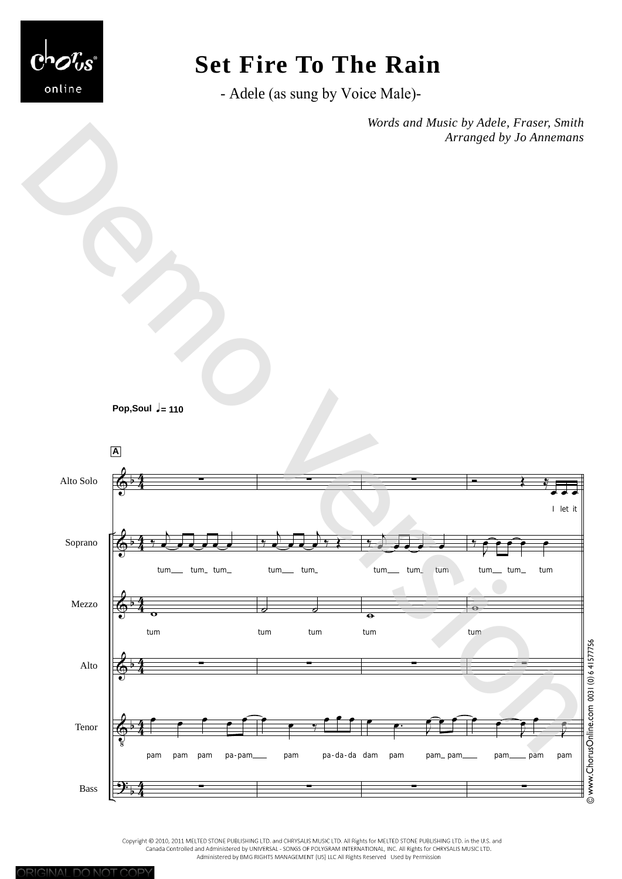# Set Fire To The Rain

- Adele (as sung by Voice Male)-

*Words and Music by Adele, Fraser, Smith*
*Arranged by Jo Annemans*

Pop,Soul ♩= 110

A

Alto Solo: I let it

Soprano: tum\_\_ tum\_ tum\_ tum\_\_ tum\_ tum\_\_ tum\_ tum tum\_\_ tum\_ tum

Mezzo: tum tum tum tum tum

Alto

Tenor: pam pam pam pa-pam\_\_ pam pa-da-da dam pam pam\_ pam\_\_ pam\_\_ pam pam

Bass

© www.ChorusOnline.com 0031 (0) 6 41577756

Copyright © 2010, 2011 MELTED STONE PUBLISHING LTD. and CHRYSALIS MUSIC LTD. All Rights for MELTED STONE PUBLISHING LTD. in the U.S. and Canada Controlled and Administered by UNIVERSAL - SONGS OF POLYGRAM INTERNATIONAL, INC. All Rights for CHRYSALIS MUSIC LTD. Administered by BMG RIGHTS MANAGEMENT (US) LLC All Rights Reserved Used by Permission

ORIGINAL DO NOT COPY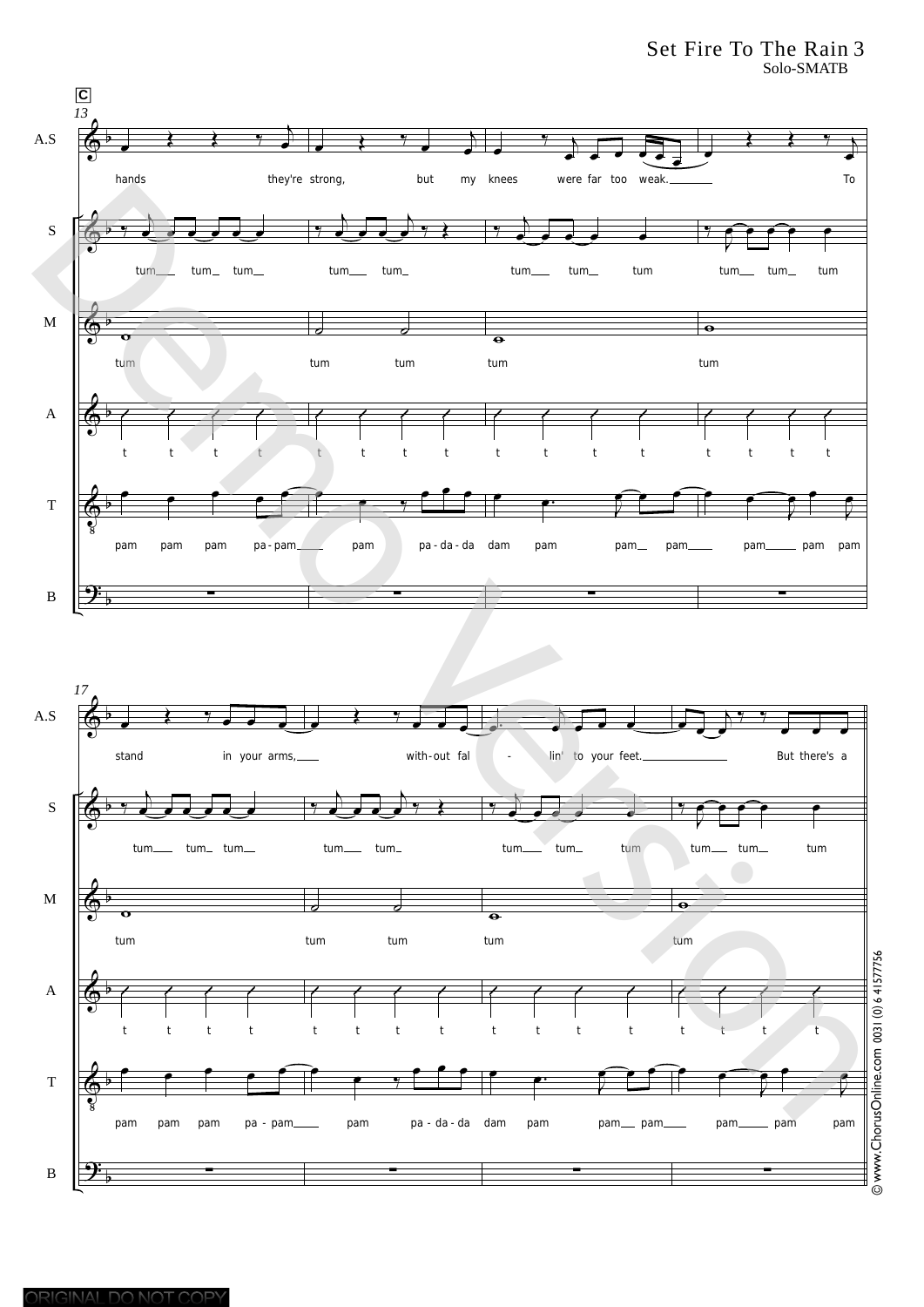# Set Fire To The Rain

Solo-SMATB

**C**

13

A.S: hands they're strong, but my knees were far too weak. To

S: tum tum tum tum tum tum tum tum tum tum tum

M: tum tum tum tum tum

A: t t t t t t t t t t t t t t t t

T: pam pam pam pa - pam pam pa - da - da dam pam pam pam pam pam pam

B:

17

A.S: stand in your arms, with - out fal - lin' to your feet. But there's a

S: tum tum tum tum tum tum tum tum tum tum tum

M: tum tum tum tum tum

A: t t t t t t t t t t t t t t t t

T: pam pam pam pa - pam pam pa - da - da dam pam pam pam pam pam pam

B:

© www.ChorusOnline.com 0031 (0) 6 41577756

ORIGINAL DO NOT COPY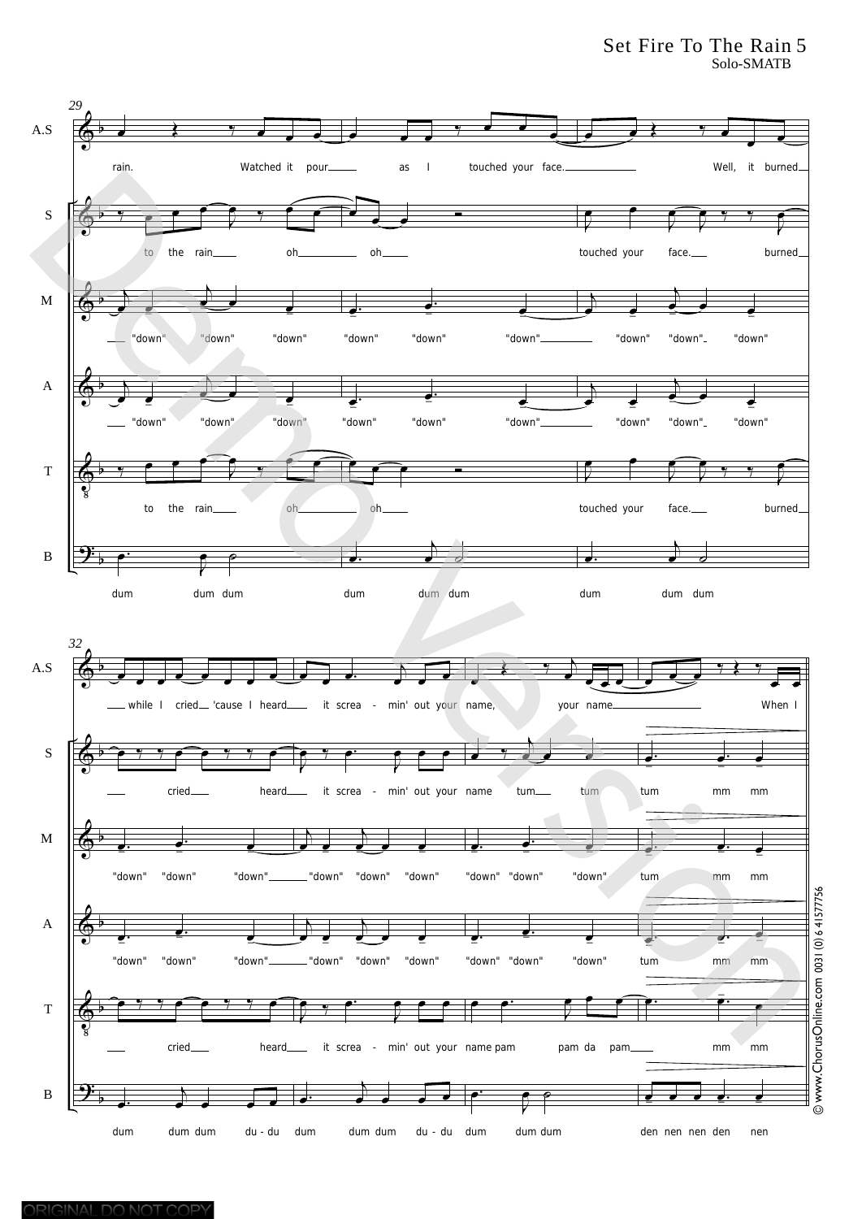**29**

**A.S:** rain. Watched it pour as I touched your face. Well, it burned

**S:** to the rain oh oh touched your face. burned

**M:** "down" "down" "down" "down" "down" "down" "down" "down" "down"

**A:** "down" "down" "down" "down" "down" "down" "down" "down" "down"

**T:** to the rain oh oh touched your face. burned

**B:** dum dum dum dum dum dum dum dum dum

**32**

**A.S:** while I cried 'cause I heard it screa - min' out your name, your name When I

**S:** cried heard it screa - min' out your name tum tum tum mm mm

**M:** "down" "down" "down" "down" "down" "down" "down" "down" "down" tum mm mm

**A:** "down" "down" "down" "down" "down" "down" "down" "down" "down" tum mm mm

**T:** cried heard it screa - min' out your name pam pam da pam mm mm

**B:** dum dum dum du - du dum dum dum du - du dum dum dum den nen nen den nen

© www.ChorusOnline.com 0031 (0) 6 41577756

ORIGINAL DO NOT COPY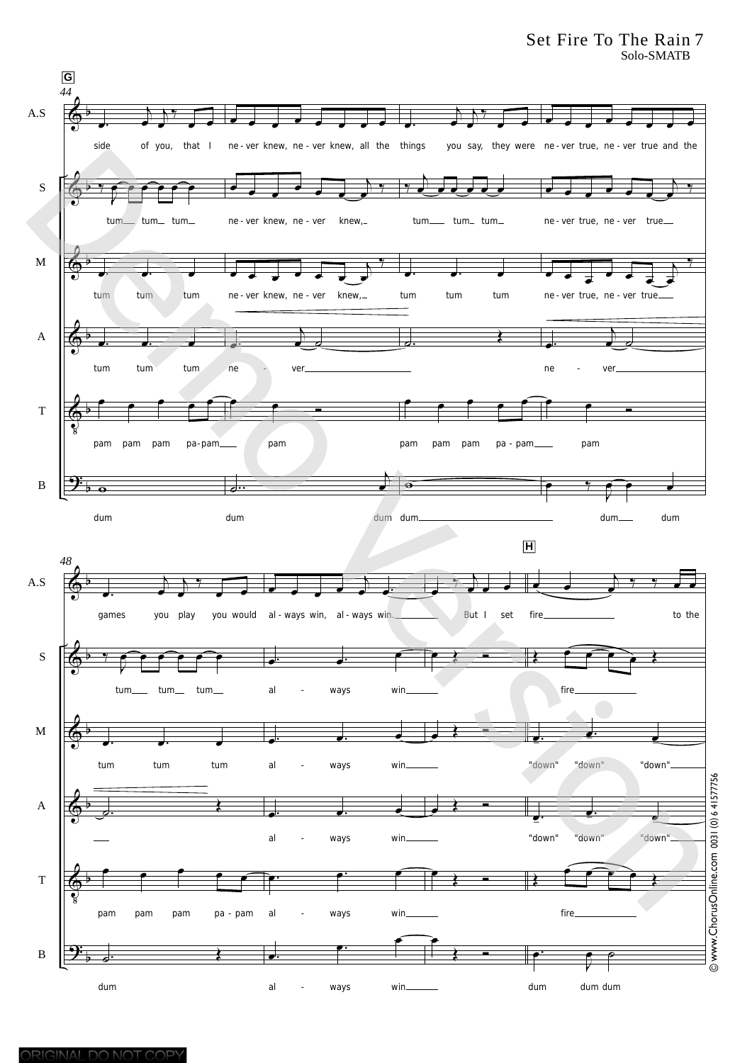G

44

A.S: side of you, that I ne - ver knew, ne - ver knew, all the things you say, they were ne - ver true, ne - ver true and the

S: tum tum tum ne - ver knew, ne - ver knew, tum tum tum ne - ver true, ne - ver true

M: tum tum tum ne - ver knew, ne - ver knew, tum tum tum ne - ver true, ne - ver true

A: tum tum tum ne - ver ne - ver

T: pam pam pam pa - pam pam pam pam pam pa - pam pam

B: dum dum dum dum dum dum

48

H

A.S: games you play you would al - ways win, al - ways win. But I set fire to the

S: tum tum tum al - ways win fire

M: tum tum tum al - ways win "down" "down" "down"

A: al - ways win "down" "down" "down"

T: pam pam pam pa - pam al - ways win fire

B: dum al - ways win dum dum dum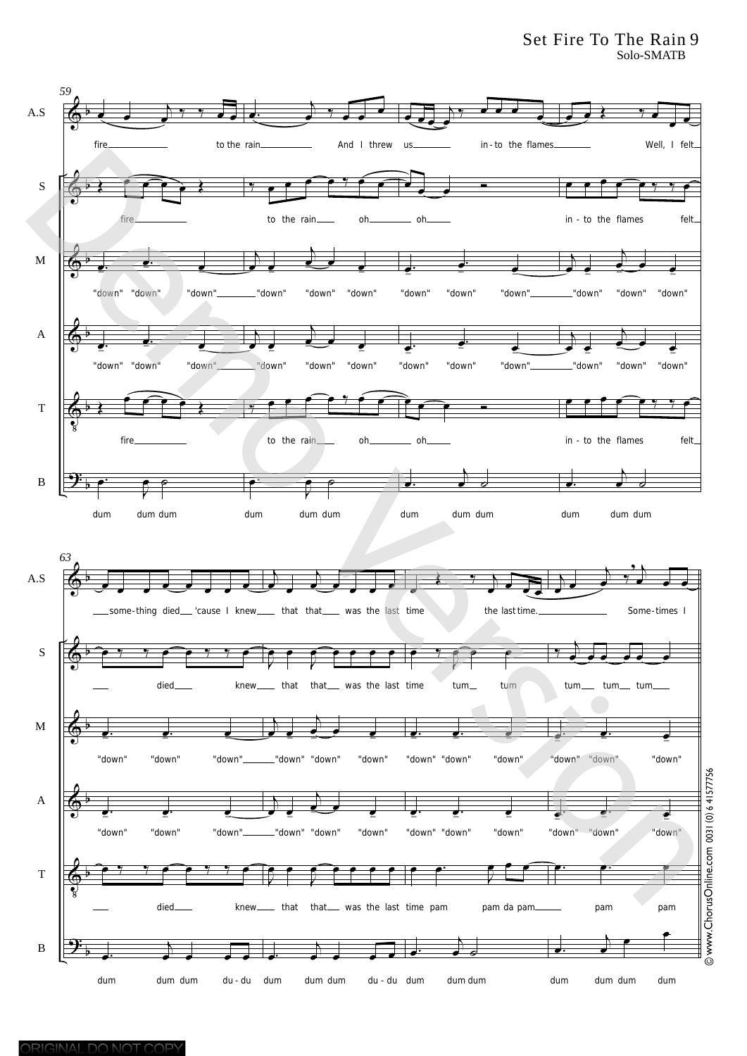fire to the rain And I threw us into the flames Well, I felt

fire to the rain oh oh into the flames felt

"down" "down" "down" "down" "down" "down" "down" "down" "down" "down" "down" "down"

"down" "down" "down" "down" "down" "down" "down" "down" "down" "down" "down" "down"

fire to the rain oh oh into the flames felt

dum dum dum dum dum dum dum dum dum dum dum dum

something died 'cause I knew that that was the last time the last time. Sometimes I

died knew that that was the last time tum tum tum tum tum

"down" "down" "down" "down" "down" "down" "down" "down" "down" "down" "down" "down"

"down" "down" "down" "down" "down" "down" "down" "down" "down" "down" "down" "down"

died knew that that was the last time pam pam da pam pam pam

dum dum dum du-du dum dum dum du-du dum dum dum dum dum dum dum

© www.ChorusOnline.com 0031 (0) 6 41577756

ORIGINAL DO NOT COPY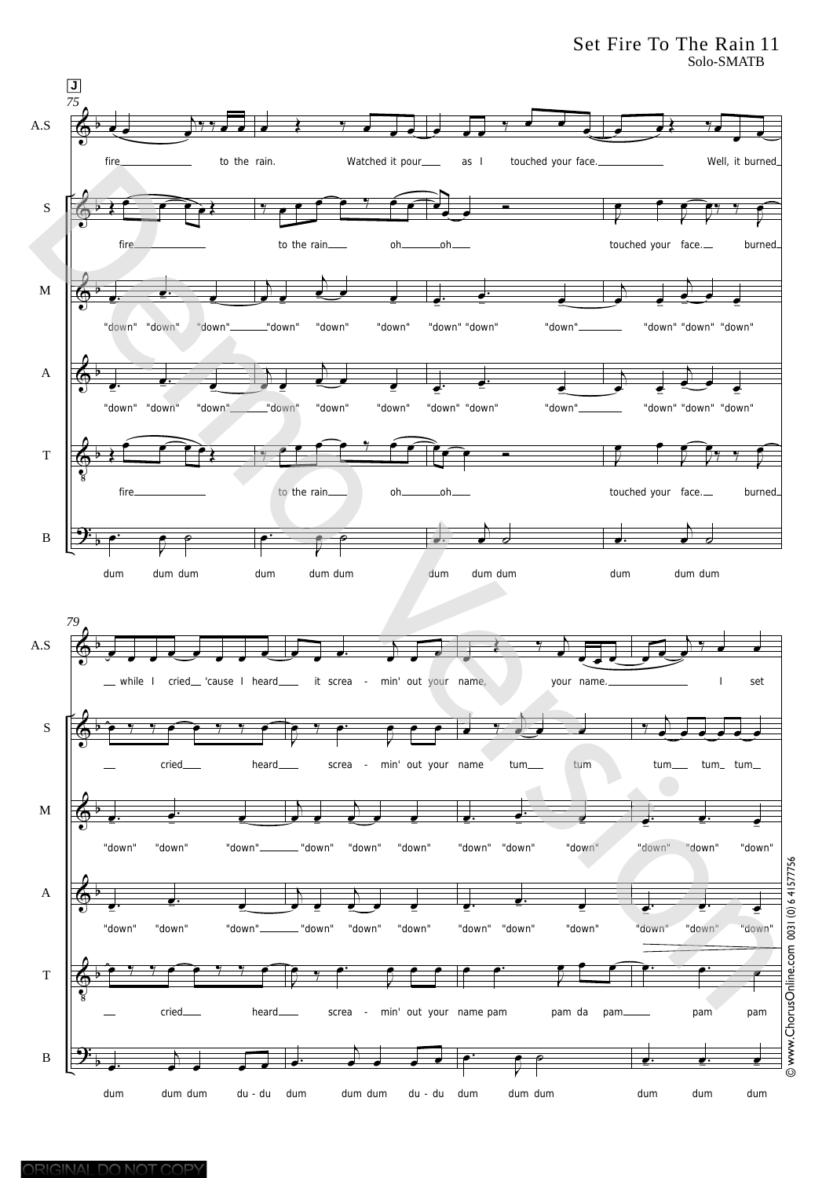Set Fire To The Rain 11
Solo-SMATB

J

75

A.S: fire to the rain. Watched it pour as I touched your face. Well, it burned

S: fire to the rain oh oh touched your face. burned

M: "down" "down" "down" "down" "down" "down" "down" "down" "down" "down" "down" "down"

A: "down" "down" "down" "down" "down" "down" "down" "down" "down" "down" "down" "down"

T: fire to the rain oh oh touched your face. burned

B: dum dum dum dum dum dum dum dum dum dum dum dum

79

A.S: while I cried 'cause I heard it screa - min' out your name, your name. I set

S: cried heard screa - min' out your name tum tum tum tum tum

M: "down" "down" "down" "down" "down" "down" "down" "down" "down" "down" "down" "down"

A: "down" "down" "down" "down" "down" "down" "down" "down" "down" "down" "down" "down"

T: cried heard screa - min' out your name pam pam da pam pam pam

B: dum dum dum du - du dum dum dum du - du dum dum dum dum dum dum

© www.ChorusOnline.com 0031 (0) 6 41577756

ORIGINAL DO NOT COPY